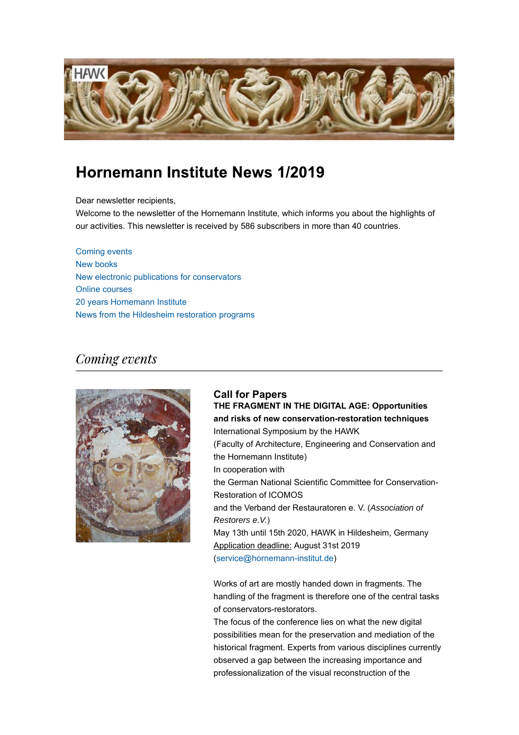# Hornemann Institute News 1/2019

Dear newsletter recipients,
Welcome to the newsletter of the Hornemann Institute, which informs you about the highlights of our activities. This newsletter is received by 586 subscribers in more than 40 countries.

- Coming events
- New books
- New electronic publications for conservators
- Online courses
- 20 years Hornemann Institute
- News from the Hildesheim restoration programs

## *Coming events*

### Call for Papers

**THE FRAGMENT IN THE DIGITAL AGE: Opportunities and risks of new conservation-restoration techniques**

International Symposium by the HAWK
(Faculty of Architecture, Engineering and Conservation and the Hornemann Institute)
In cooperation with
the German National Scientific Committee for Conservation-Restoration of ICOMOS
and the Verband der Restauratoren e. V. (*Association of Restorers e.V.*)
May 13th until 15th 2020, HAWK in Hildesheim, Germany
Application deadline: August 31st 2019
(service@hornemann-institut.de)

Works of art are mostly handed down in fragments. The handling of the fragment is therefore one of the central tasks of conservators-restorators.
The focus of the conference lies on what the new digital possibilities mean for the preservation and mediation of the historical fragment. Experts from various disciplines currently observed a gap between the increasing importance and professionalization of the visual reconstruction of the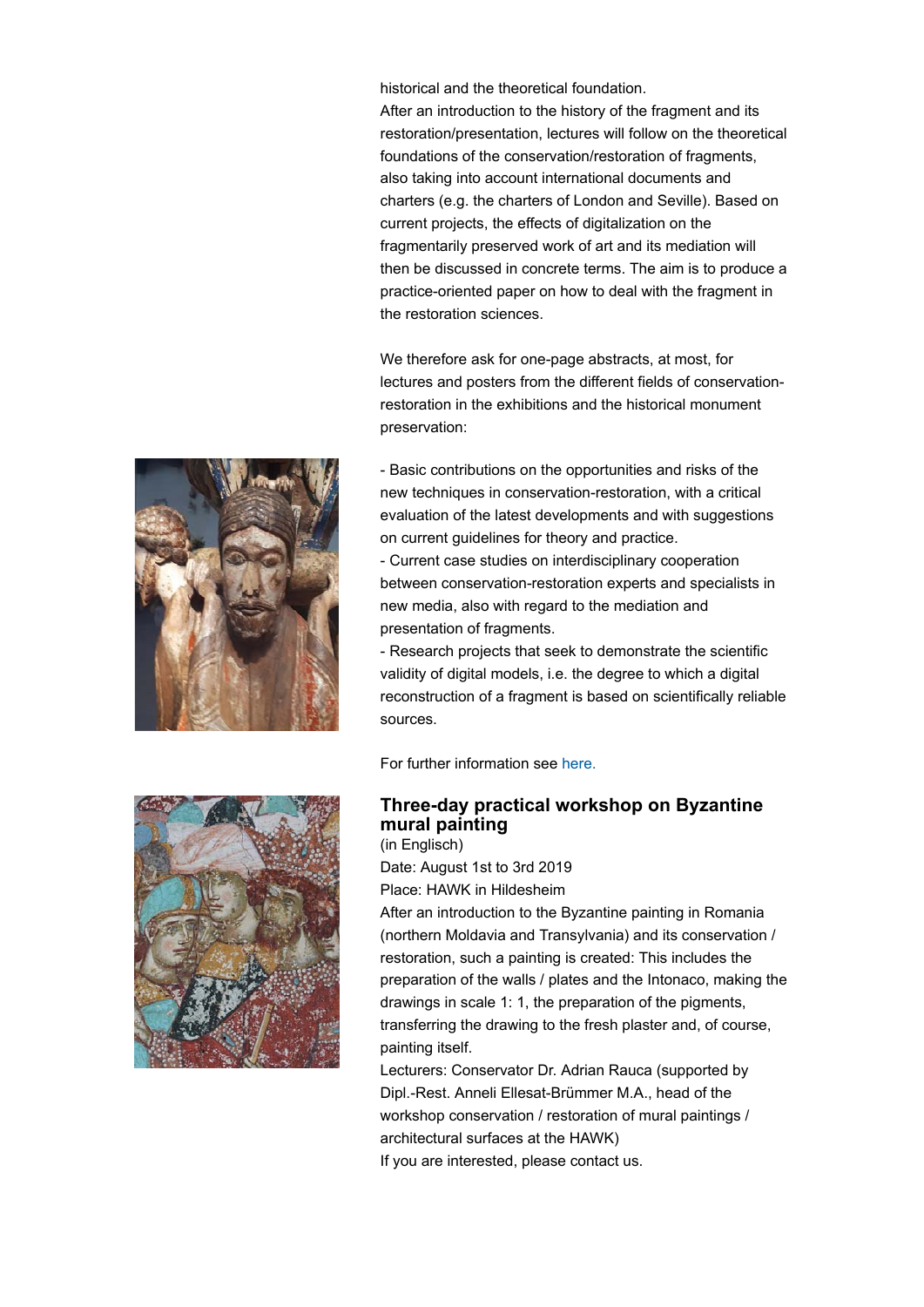historical and the theoretical foundation.

After an introduction to the history of the fragment and its restoration/presentation, lectures will follow on the theoretical foundations of the conservation/restoration of fragments, also taking into account international documents and charters (e.g. the charters of London and Seville). Based on current projects, the effects of digitalization on the fragmentarily preserved work of art and its mediation will then be discussed in concrete terms. The aim is to produce a practice-oriented paper on how to deal with the fragment in the restoration sciences.

We therefore ask for one-page abstracts, at most, for lectures and posters from the different fields of conservation-restoration in the exhibitions and the historical monument preservation:

- Basic contributions on the opportunities and risks of the new techniques in conservation-restoration, with a critical evaluation of the latest developments and with suggestions on current guidelines for theory and practice.
- Current case studies on interdisciplinary cooperation between conservation-restoration experts and specialists in new media, also with regard to the mediation and presentation of fragments.
- Research projects that seek to demonstrate the scientific validity of digital models, i.e. the degree to which a digital reconstruction of a fragment is based on scientifically reliable sources.

For further information see here.

## Three-day practical workshop on Byzantine mural painting

(in Englisch)

Date: August 1st to 3rd 2019

Place: HAWK in Hildesheim

After an introduction to the Byzantine painting in Romania (northern Moldavia and Transylvania) and its conservation / restoration, such a painting is created: This includes the preparation of the walls / plates and the Intonaco, making the drawings in scale 1: 1, the preparation of the pigments, transferring the drawing to the fresh plaster and, of course, painting itself.

Lecturers: Conservator Dr. Adrian Rauca (supported by Dipl.-Rest. Anneli Ellesat-Brümmer M.A., head of the workshop conservation / restoration of mural paintings / architectural surfaces at the HAWK)

If you are interested, please contact us.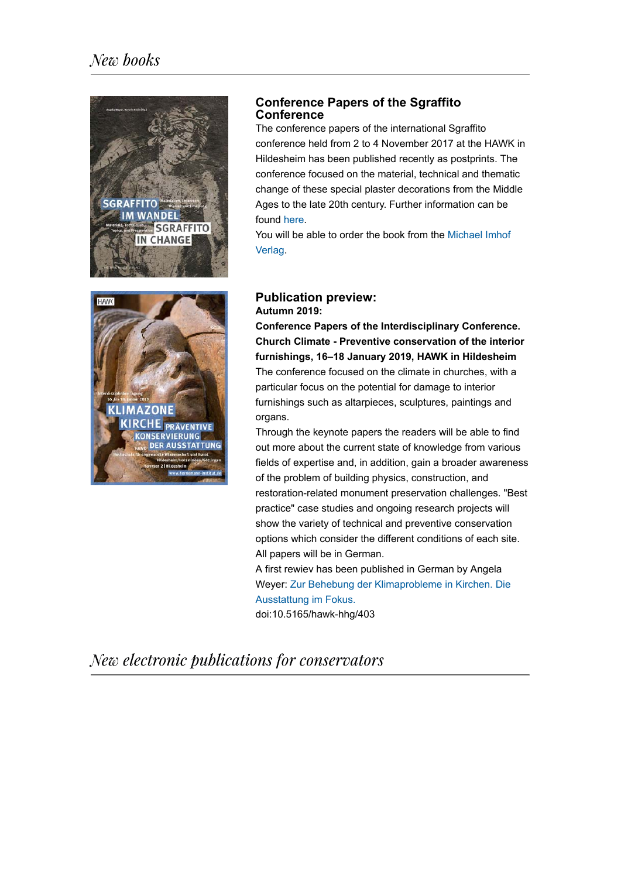# *New books*

### Conference Papers of the Sgraffito Conference

The conference papers of the international Sgraffito conference held from 2 to 4 November 2017 at the HAWK in Hildesheim has been published recently as postprints. The conference focused on the material, technical and thematic change of these special plaster decorations from the Middle Ages to the late 20th century. Further information can be found here.

You will be able to order the book from the Michael Imhof Verlag.

### Publication preview:

**Autumn 2019:**

**Conference Papers of the Interdisciplinary Conference. Church Climate - Preventive conservation of the interior furnishings, 16–18 January 2019, HAWK in Hildesheim**

The conference focused on the climate in churches, with a particular focus on the potential for damage to interior furnishings such as altarpieces, sculptures, paintings and organs.

Through the keynote papers the readers will be able to find out more about the current state of knowledge from various fields of expertise and, in addition, gain a broader awareness of the problem of building physics, construction, and restoration-related monument preservation challenges. "Best practice" case studies and ongoing research projects will show the variety of technical and preventive conservation options which consider the different conditions of each site. All papers will be in German.

A first rewiev has been published in German by Angela Weyer: Zur Behebung der Klimaprobleme in Kirchen. Die Ausstattung im Fokus.

doi:10.5165/hawk-hhg/403

# *New electronic publications for conservators*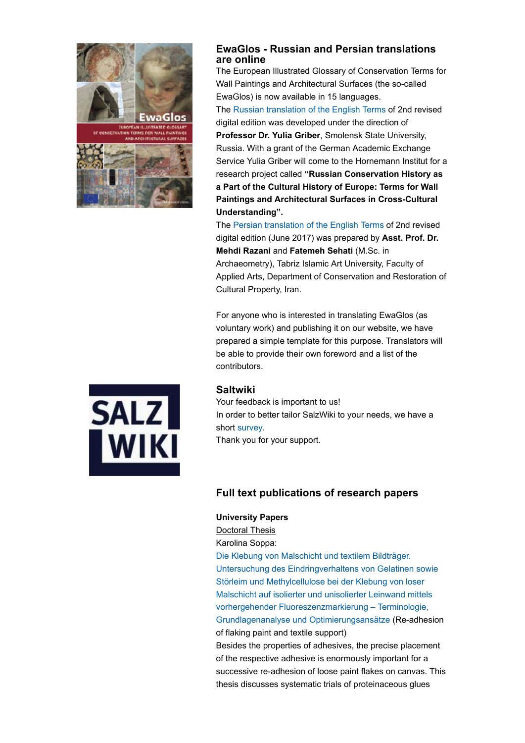## EwaGlos - Russian and Persian translations are online

The European Illustrated Glossary of Conservation Terms for Wall Paintings and Architectural Surfaces (the so-called EwaGlos) is now available in 15 languages.

The Russian translation of the English Terms of 2nd revised digital edition was developed under the direction of **Professor Dr. Yulia Griber**, Smolensk State University, Russia. With a grant of the German Academic Exchange Service Yulia Griber will come to the Hornemann Institut for a research project called **"Russian Conservation History as a Part of the Cultural History of Europe: Terms for Wall Paintings and Architectural Surfaces in Cross-Cultural Understanding".**

The Persian translation of the English Terms of 2nd revised digital edition (June 2017) was prepared by **Asst. Prof. Dr. Mehdi Razani** and **Fatemeh Sehati** (M.Sc. in Archaeometry), Tabriz Islamic Art University, Faculty of Applied Arts, Department of Conservation and Restoration of Cultural Property, Iran.

For anyone who is interested in translating EwaGlos (as voluntary work) and publishing it on our website, we have prepared a simple template for this purpose. Translators will be able to provide their own foreword and a list of the contributors.

## Saltwiki

Your feedback is important to us!

In order to better tailor SalzWiki to your needs, we have a short survey.

Thank you for your support.

## Full text publications of research papers

**University Papers**

Doctoral Thesis

Karolina Soppa:

Die Klebung von Malschicht und textilem Bildträger. Untersuchung des Eindringverhaltens von Gelatinen sowie Störleim und Methylcellulose bei der Klebung von loser Malschicht auf isolierter und unisolierter Leinwand mittels vorhergehender Fluoreszenzmarkierung – Terminologie, Grundlagenanalyse und Optimierungsansätze (Re-adhesion of flaking paint and textile support)

Besides the properties of adhesives, the precise placement of the respective adhesive is enormously important for a successive re-adhesion of loose paint flakes on canvas. This thesis discusses systematic trials of proteinaceous glues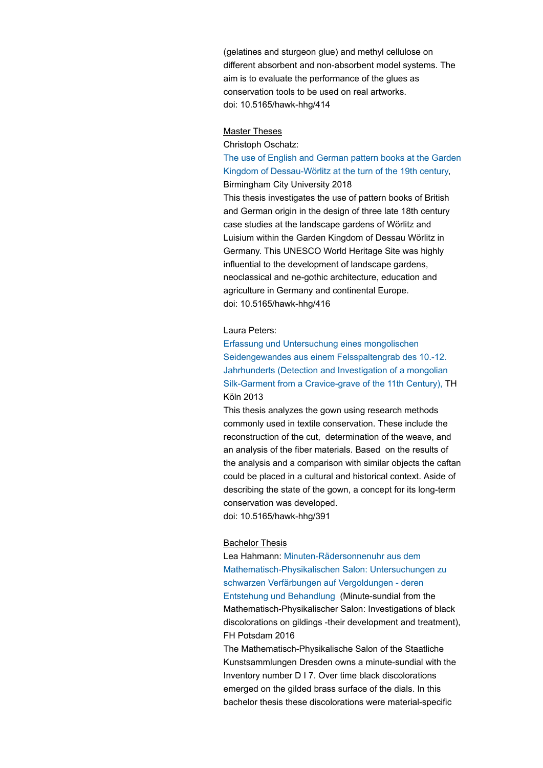(gelatines and sturgeon glue) and methyl cellulose on different absorbent and non-absorbent model systems. The aim is to evaluate the performance of the glues as conservation tools to be used on real artworks.
doi: 10.5165/hawk-hhg/414

Master Theses

Christoph Oschatz:
The use of English and German pattern books at the Garden Kingdom of Dessau-Wörlitz at the turn of the 19th century, Birmingham City University 2018
This thesis investigates the use of pattern books of British and German origin in the design of three late 18th century case studies at the landscape gardens of Wörlitz and Luisium within the Garden Kingdom of Dessau Wörlitz in Germany. This UNESCO World Heritage Site was highly influential to the development of landscape gardens, neoclassical and ne-gothic architecture, education and agriculture in Germany and continental Europe.
doi: 10.5165/hawk-hhg/416

Laura Peters:
Erfassung und Untersuchung eines mongolischen Seidengewandes aus einem Felsspaltengrab des 10.-12. Jahrhunderts (Detection and Investigation of a mongolian Silk-Garment from a Cravice-grave of the 11th Century), TH Köln 2013
This thesis analyzes the gown using research methods commonly used in textile conservation. These include the reconstruction of the cut, determination of the weave, and an analysis of the fiber materials. Based on the results of the analysis and a comparison with similar objects the caftan could be placed in a cultural and historical context. Aside of describing the state of the gown, a concept for its long-term conservation was developed.
doi: 10.5165/hawk-hhg/391

Bachelor Thesis

Lea Hahmann: Minuten-Rädersonnenuhr aus dem Mathematisch-Physikalischen Salon: Untersuchungen zu schwarzen Verfärbungen auf Vergoldungen - deren Entstehung und Behandlung (Minute-sundial from the Mathematisch-Physikalischer Salon: Investigations of black discolorations on gildings -their development and treatment), FH Potsdam 2016
The Mathematisch-Physikalische Salon of the Staatliche Kunstsammlungen Dresden owns a minute-sundial with the Inventory number D I 7. Over time black discolorations emerged on the gilded brass surface of the dials. In this bachelor thesis these discolorations were material-specific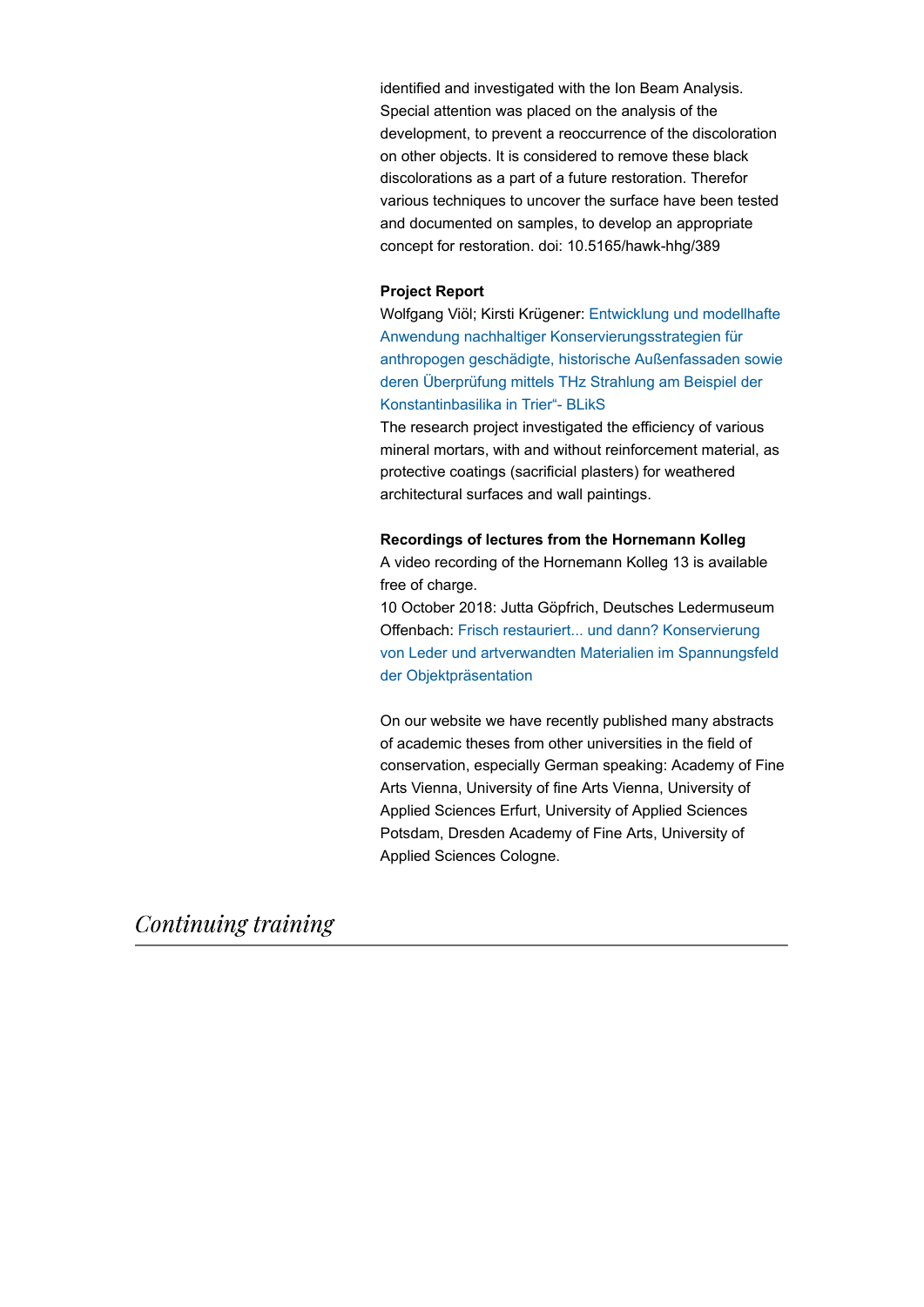identified and investigated with the Ion Beam Analysis. Special attention was placed on the analysis of the development, to prevent a reoccurrence of the discoloration on other objects. It is considered to remove these black discolorations as a part of a future restoration. Therefor various techniques to uncover the surface have been tested and documented on samples, to develop an appropriate concept for restoration. doi: 10.5165/hawk-hhg/389

**Project Report**
Wolfgang Viöl; Kirsti Krügener: Entwicklung und modellhafte Anwendung nachhaltiger Konservierungsstrategien für anthropogen geschädigte, historische Außenfassaden sowie deren Überprüfung mittels THz Strahlung am Beispiel der Konstantinbasilika in Trier"- BLikS
The research project investigated the efficiency of various mineral mortars, with and without reinforcement material, as protective coatings (sacrificial plasters) for weathered architectural surfaces and wall paintings.

**Recordings of lectures from the Hornemann Kolleg**
A video recording of the Hornemann Kolleg 13 is available free of charge.
10 October 2018: Jutta Göpfrich, Deutsches Ledermuseum Offenbach: Frisch restauriert... und dann? Konservierung von Leder und artverwandten Materialien im Spannungsfeld der Objektpräsentation

On our website we have recently published many abstracts of academic theses from other universities in the field of conservation, especially German speaking: Academy of Fine Arts Vienna, University of fine Arts Vienna, University of Applied Sciences Erfurt, University of Applied Sciences Potsdam, Dresden Academy of Fine Arts, University of Applied Sciences Cologne.

## *Continuing training*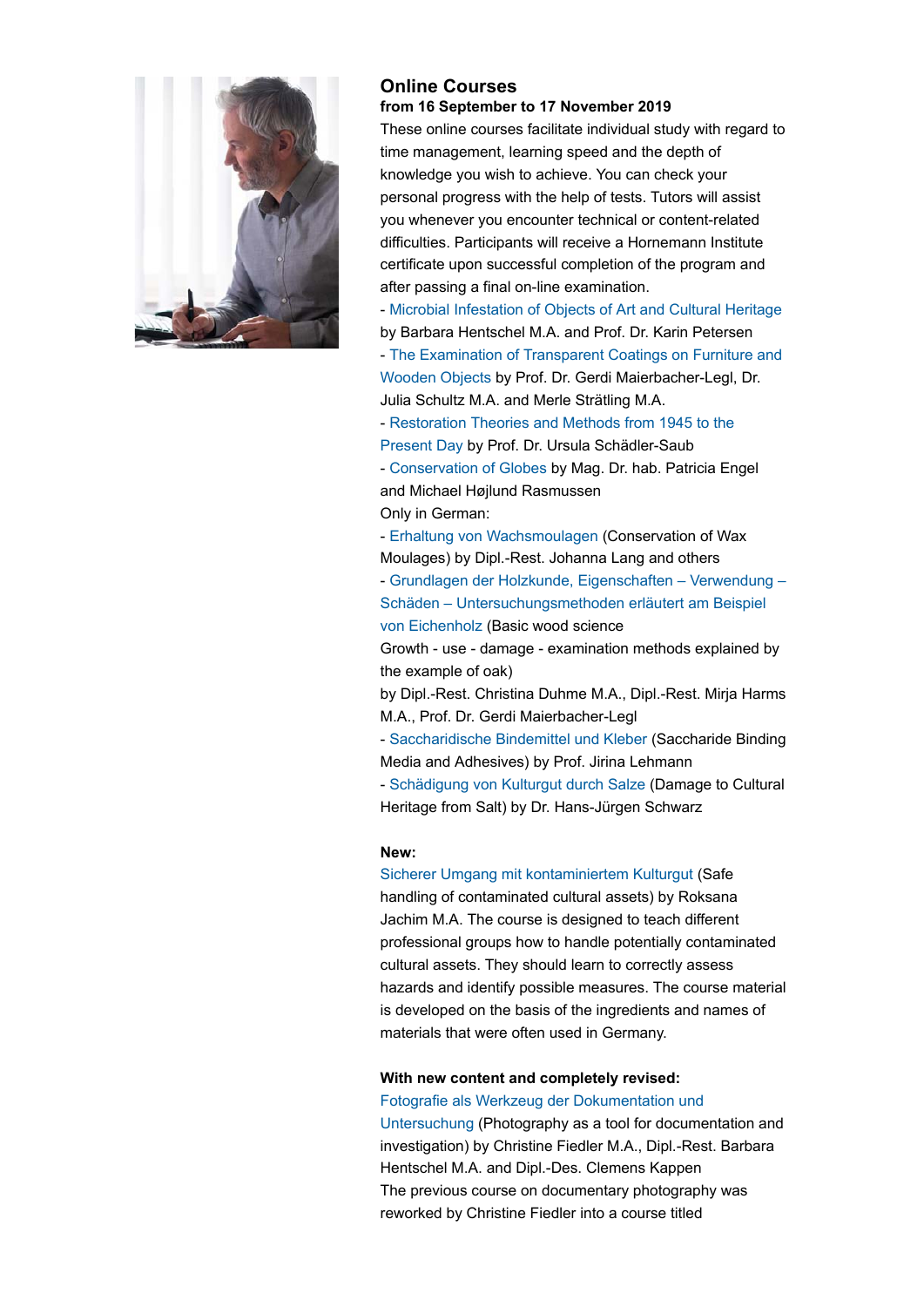## Online Courses

**from 16 September to 17 November 2019**

These online courses facilitate individual study with regard to time management, learning speed and the depth of knowledge you wish to achieve. You can check your personal progress with the help of tests. Tutors will assist you whenever you encounter technical or content-related difficulties. Participants will receive a Hornemann Institute certificate upon successful completion of the program and after passing a final on-line examination.

- Microbial Infestation of Objects of Art and Cultural Heritage by Barbara Hentschel M.A. and Prof. Dr. Karin Petersen
- The Examination of Transparent Coatings on Furniture and Wooden Objects by Prof. Dr. Gerdi Maierbacher-Legl, Dr. Julia Schultz M.A. and Merle Strätling M.A.
- Restoration Theories and Methods from 1945 to the Present Day by Prof. Dr. Ursula Schädler-Saub
- Conservation of Globes by Mag. Dr. hab. Patricia Engel and Michael Højlund Rasmussen

Only in German:

- Erhaltung von Wachsmoulagen (Conservation of Wax Moulages) by Dipl.-Rest. Johanna Lang and others
- Grundlagen der Holzkunde, Eigenschaften – Verwendung – Schäden – Untersuchungsmethoden erläutert am Beispiel von Eichenholz (Basic wood science Growth - use - damage - examination methods explained by the example of oak) by Dipl.-Rest. Christina Duhme M.A., Dipl.-Rest. Mirja Harms M.A., Prof. Dr. Gerdi Maierbacher-Legl
- Saccharidische Bindemittel und Kleber (Saccharide Binding Media and Adhesives) by Prof. Jirina Lehmann
- Schädigung von Kulturgut durch Salze (Damage to Cultural Heritage from Salt) by Dr. Hans-Jürgen Schwarz

**New:**

Sicherer Umgang mit kontaminiertem Kulturgut (Safe handling of contaminated cultural assets) by Roksana Jachim M.A. The course is designed to teach different professional groups how to handle potentially contaminated cultural assets. They should learn to correctly assess hazards and identify possible measures. The course material is developed on the basis of the ingredients and names of materials that were often used in Germany.

**With new content and completely revised:**

Fotografie als Werkzeug der Dokumentation und Untersuchung (Photography as a tool for documentation and investigation) by Christine Fiedler M.A., Dipl.-Rest. Barbara Hentschel M.A. and Dipl.-Des. Clemens Kappen

The previous course on documentary photography was reworked by Christine Fiedler into a course titled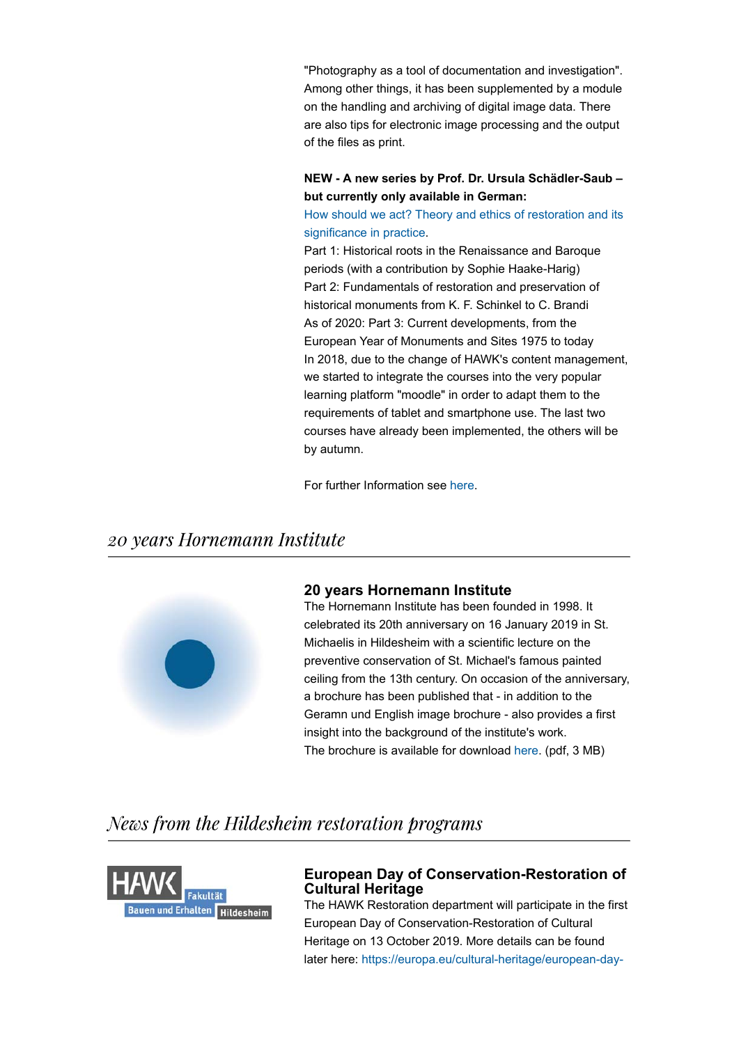"Photography as a tool of documentation and investigation". Among other things, it has been supplemented by a module on the handling and archiving of digital image data. There are also tips for electronic image processing and the output of the files as print.

**NEW - A new series by Prof. Dr. Ursula Schädler-Saub – but currently only available in German:**
How should we act? Theory and ethics of restoration and its significance in practice.
Part 1: Historical roots in the Renaissance and Baroque periods (with a contribution by Sophie Haake-Harig)
Part 2: Fundamentals of restoration and preservation of historical monuments from K. F. Schinkel to C. Brandi
As of 2020: Part 3: Current developments, from the European Year of Monuments and Sites 1975 to today
In 2018, due to the change of HAWK's content management, we started to integrate the courses into the very popular learning platform "moodle" in order to adapt them to the requirements of tablet and smartphone use. The last two courses have already been implemented, the others will be by autumn.

For further Information see here.

## *20 years Hornemann Institute*

### 20 years Hornemann Institute

The Hornemann Institute has been founded in 1998. It celebrated its 20th anniversary on 16 January 2019 in St. Michaelis in Hildesheim with a scientific lecture on the preventive conservation of St. Michael's famous painted ceiling from the 13th century. On occasion of the anniversary, a brochure has been published that - in addition to the Geramn und English image brochure - also provides a first insight into the background of the institute's work.
The brochure is available for download here. (pdf, 3 MB)

## *News from the Hildesheim restoration programs*

### European Day of Conservation-Restoration of Cultural Heritage

The HAWK Restoration department will participate in the first European Day of Conservation-Restoration of Cultural Heritage on 13 October 2019. More details can be found later here: https://europa.eu/cultural-heritage/european-day-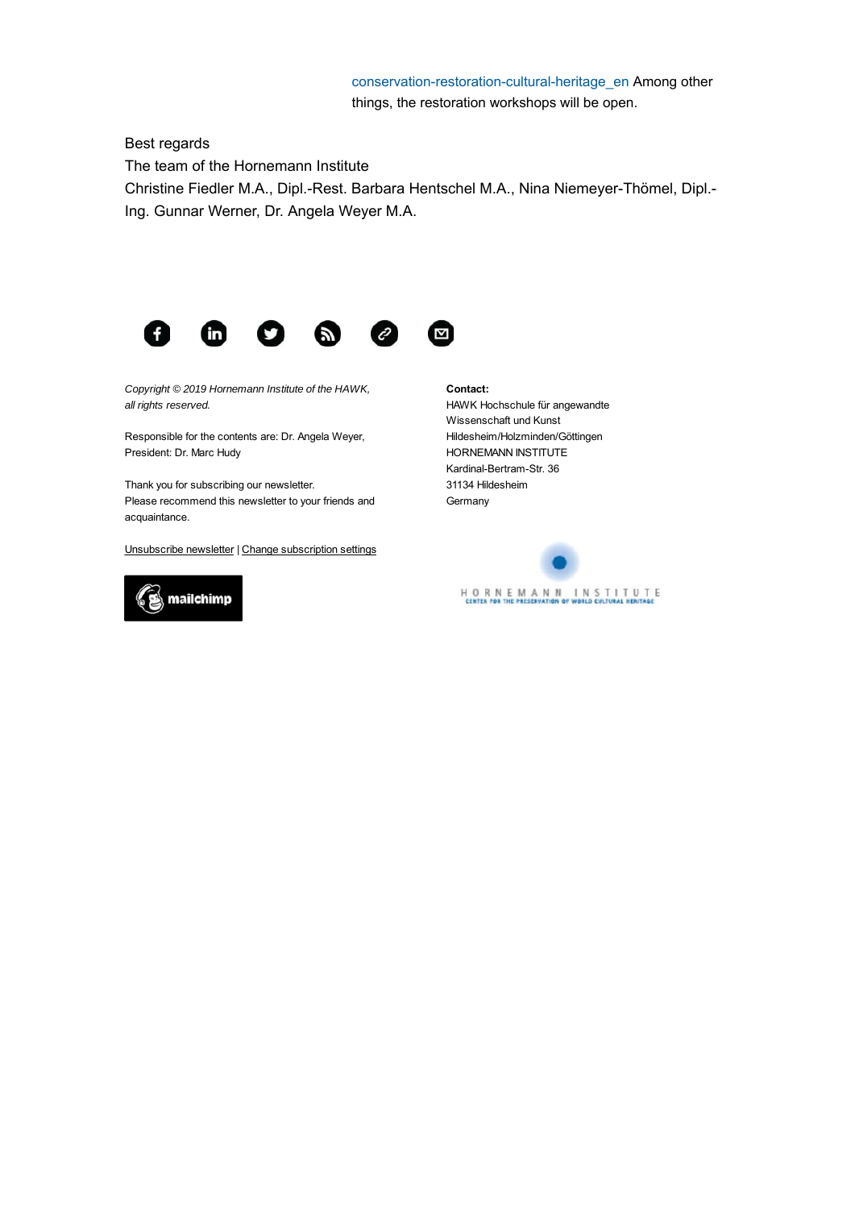conservation-restoration-cultural-heritage_en Among other things, the restoration workshops will be open.

Best regards
The team of the Hornemann Institute
Christine Fiedler M.A., Dipl.-Rest. Barbara Hentschel M.A., Nina Niemeyer-Thömel, Dipl.-Ing. Gunnar Werner, Dr. Angela Weyer M.A.

*Copyright © 2019 Hornemann Institute of the HAWK, all rights reserved.*

Responsible for the contents are: Dr. Angela Weyer, President: Dr. Marc Hudy

Thank you for subscribing our newsletter.
Please recommend this newsletter to your friends and acquaintance.

Unsubscribe newsletter | Change subscription settings

**Contact:**
HAWK Hochschule für angewandte Wissenschaft und Kunst
Hildesheim/Holzminden/Göttingen
HORNEMANN INSTITUTE
Kardinal-Bertram-Str. 36
31134 Hildesheim
Germany

HORNEMANN INSTITUTE
CENTER FOR THE PRESERVATION OF WORLD CULTURAL HERITAGE